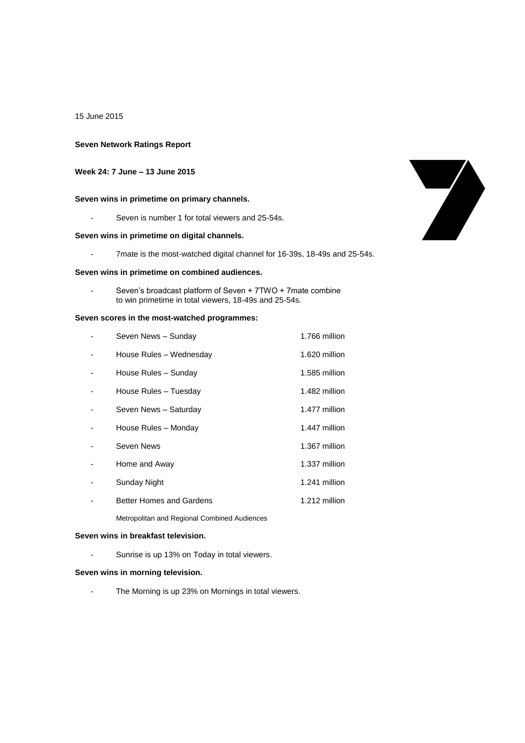15 June 2015

**Seven Network Ratings Report**

**Week 24: 7 June – 13 June 2015**

**Seven wins in primetime on primary channels.**

- Seven is number 1 for total viewers and 25-54s.

**Seven wins in primetime on digital channels.**

- 7mate is the most-watched digital channel for 16-39s, 18-49s and 25-54s.

**Seven wins in primetime on combined audiences.**

- Seven's broadcast platform of Seven + 7TWO + 7mate combine to win primetime in total viewers, 18-49s and 25-54s.

**Seven scores in the most-watched programmes:**

| Programme | Audience |
|---|---|
| Seven News – Sunday | 1.766 million |
| House Rules – Wednesday | 1.620 million |
| House Rules – Sunday | 1.585 million |
| House Rules – Tuesday | 1.482 million |
| Seven News – Saturday | 1.477 million |
| House Rules – Monday | 1.447 million |
| Seven News | 1.367 million |
| Home and Away | 1.337 million |
| Sunday Night | 1.241 million |
| Better Homes and Gardens | 1.212 million |

Metropolitan and Regional Combined Audiences

**Seven wins in breakfast television.**

- Sunrise is up 13% on Today in total viewers.

**Seven wins in morning television.**

- The Morning is up 23% on Mornings in total viewers.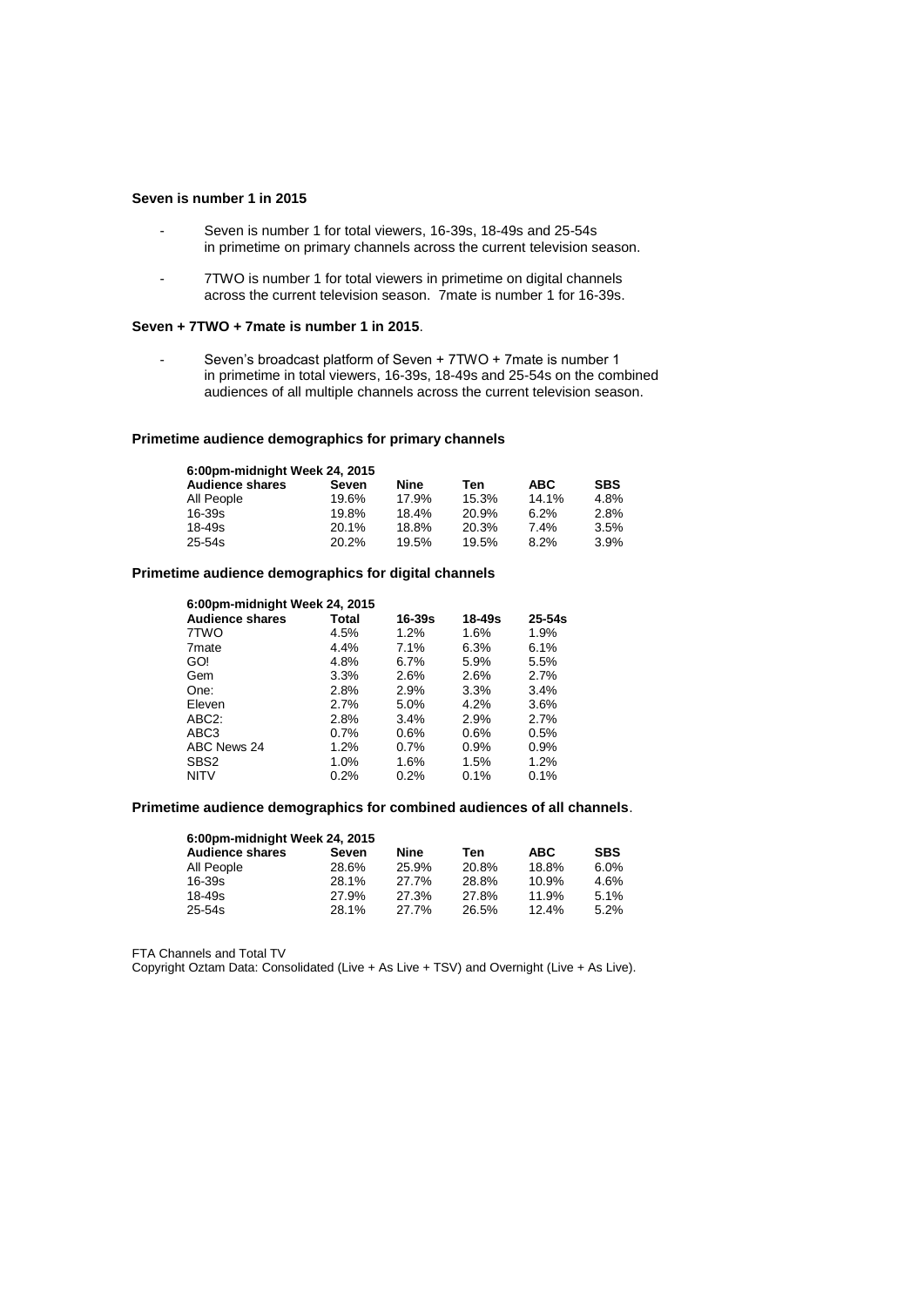**Seven is number 1 in 2015**

- Seven is number 1 for total viewers, 16-39s, 18-49s and 25-54s in primetime on primary channels across the current television season.
- 7TWO is number 1 for total viewers in primetime on digital channels across the current television season. 7mate is number 1 for 16-39s.

**Seven + 7TWO + 7mate is number 1 in 2015**.

- Seven's broadcast platform of Seven + 7TWO + 7mate is number 1 in primetime in total viewers, 16-39s, 18-49s and 25-54s on the combined audiences of all multiple channels across the current television season.

**Primetime audience demographics for primary channels**

**6:00pm-midnight Week 24, 2015**

| **Audience shares** | **Seven** | **Nine** | **Ten** | **ABC** | **SBS** |
|---|---|---|---|---|---|
| All People | 19.6% | 17.9% | 15.3% | 14.1% | 4.8% |
| 16-39s | 19.8% | 18.4% | 20.9% | 6.2% | 2.8% |
| 18-49s | 20.1% | 18.8% | 20.3% | 7.4% | 3.5% |
| 25-54s | 20.2% | 19.5% | 19.5% | 8.2% | 3.9% |

**Primetime audience demographics for digital channels**

**6:00pm-midnight Week 24, 2015**

| **Audience shares** | **Total** | **16-39s** | **18-49s** | **25-54s** |
|---|---|---|---|---|
| 7TWO | 4.5% | 1.2% | 1.6% | 1.9% |
| 7mate | 4.4% | 7.1% | 6.3% | 6.1% |
| GO! | 4.8% | 6.7% | 5.9% | 5.5% |
| Gem | 3.3% | 2.6% | 2.6% | 2.7% |
| One: | 2.8% | 2.9% | 3.3% | 3.4% |
| Eleven | 2.7% | 5.0% | 4.2% | 3.6% |
| ABC2: | 2.8% | 3.4% | 2.9% | 2.7% |
| ABC3 | 0.7% | 0.6% | 0.6% | 0.5% |
| ABC News 24 | 1.2% | 0.7% | 0.9% | 0.9% |
| SBS2 | 1.0% | 1.6% | 1.5% | 1.2% |
| NITV | 0.2% | 0.2% | 0.1% | 0.1% |

**Primetime audience demographics for combined audiences of all channels**.

**6:00pm-midnight Week 24, 2015**

| **Audience shares** | **Seven** | **Nine** | **Ten** | **ABC** | **SBS** |
|---|---|---|---|---|---|
| All People | 28.6% | 25.9% | 20.8% | 18.8% | 6.0% |
| 16-39s | 28.1% | 27.7% | 28.8% | 10.9% | 4.6% |
| 18-49s | 27.9% | 27.3% | 27.8% | 11.9% | 5.1% |
| 25-54s | 28.1% | 27.7% | 26.5% | 12.4% | 5.2% |

FTA Channels and Total TV
Copyright Oztam Data: Consolidated (Live + As Live + TSV) and Overnight (Live + As Live).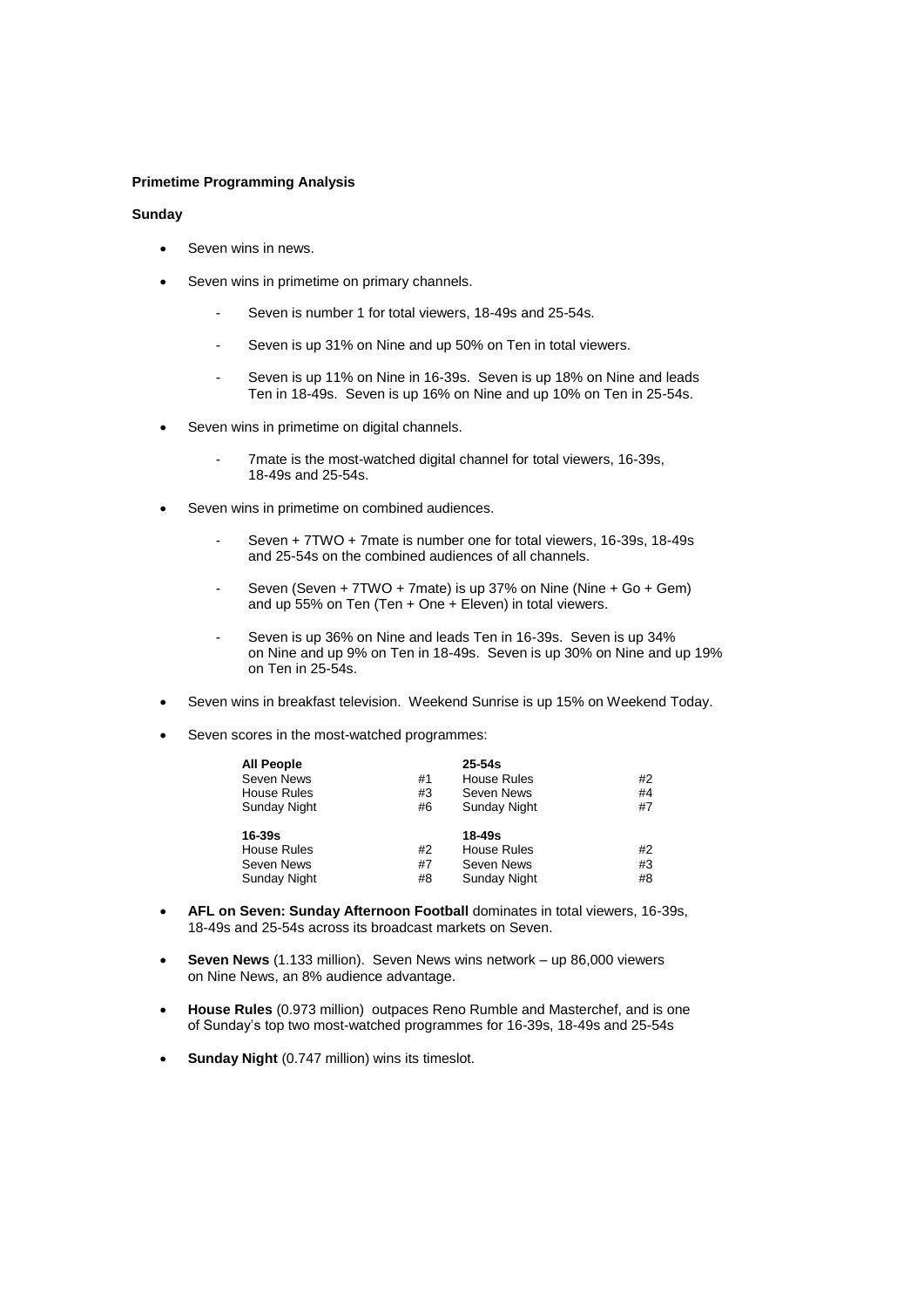**Primetime Programming Analysis**

**Sunday**

- Seven wins in news.
- Seven wins in primetime on primary channels.
  - Seven is number 1 for total viewers, 18-49s and 25-54s.
  - Seven is up 31% on Nine and up 50% on Ten in total viewers.
  - Seven is up 11% on Nine in 16-39s. Seven is up 18% on Nine and leads Ten in 18-49s. Seven is up 16% on Nine and up 10% on Ten in 25-54s.
- Seven wins in primetime on digital channels.
  - 7mate is the most-watched digital channel for total viewers, 16-39s, 18-49s and 25-54s.
- Seven wins in primetime on combined audiences.
  - Seven + 7TWO + 7mate is number one for total viewers, 16-39s, 18-49s and 25-54s on the combined audiences of all channels.
  - Seven (Seven + 7TWO + 7mate) is up 37% on Nine (Nine + Go + Gem) and up 55% on Ten (Ten + One + Eleven) in total viewers.
  - Seven is up 36% on Nine and leads Ten in 16-39s. Seven is up 34% on Nine and up 9% on Ten in 18-49s. Seven is up 30% on Nine and up 19% on Ten in 25-54s.
- Seven wins in breakfast television. Weekend Sunrise is up 15% on Weekend Today.
- Seven scores in the most-watched programmes:

| **All People** | | **25-54s** | |
|---|---|---|---|
| Seven News | #1 | House Rules | #2 |
| House Rules | #3 | Seven News | #4 |
| Sunday Night | #6 | Sunday Night | #7 |
| **16-39s** | | **18-49s** | |
| House Rules | #2 | House Rules | #2 |
| Seven News | #7 | Seven News | #3 |
| Sunday Night | #8 | Sunday Night | #8 |

- **AFL on Seven: Sunday Afternoon Football** dominates in total viewers, 16-39s, 18-49s and 25-54s across its broadcast markets on Seven.
- **Seven News** (1.133 million). Seven News wins network – up 86,000 viewers on Nine News, an 8% audience advantage.
- **House Rules** (0.973 million) outpaces Reno Rumble and Masterchef, and is one of Sunday's top two most-watched programmes for 16-39s, 18-49s and 25-54s
- **Sunday Night** (0.747 million) wins its timeslot.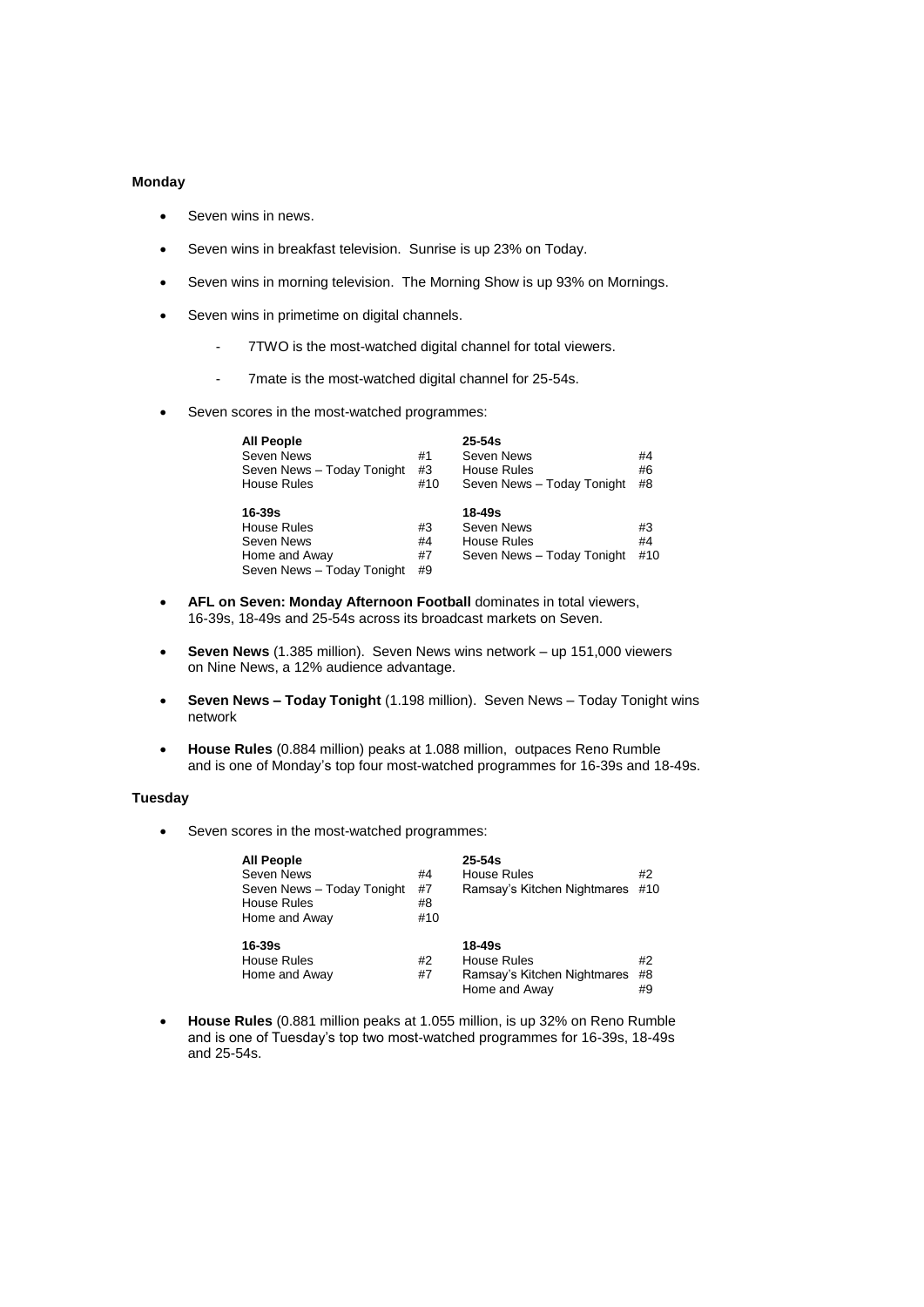**Monday**

- Seven wins in news.
- Seven wins in breakfast television. Sunrise is up 23% on Today.
- Seven wins in morning television. The Morning Show is up 93% on Mornings.
- Seven wins in primetime on digital channels.
    - 7TWO is the most-watched digital channel for total viewers.
    - 7mate is the most-watched digital channel for 25-54s.
- Seven scores in the most-watched programmes:

| **All People** | | **25-54s** | |
|---|---|---|---|
| Seven News | #1 | Seven News | #4 |
| Seven News – Today Tonight | #3 | House Rules | #6 |
| House Rules | #10 | Seven News – Today Tonight | #8 |

| **16-39s** | | **18-49s** | |
|---|---|---|---|
| House Rules | #3 | Seven News | #3 |
| Seven News | #4 | House Rules | #4 |
| Home and Away | #7 | Seven News – Today Tonight | #10 |
| Seven News – Today Tonight | #9 | | |

- **AFL on Seven: Monday Afternoon Football** dominates in total viewers, 16-39s, 18-49s and 25-54s across its broadcast markets on Seven.
- **Seven News** (1.385 million). Seven News wins network – up 151,000 viewers on Nine News, a 12% audience advantage.
- **Seven News – Today Tonight** (1.198 million). Seven News – Today Tonight wins network
- **House Rules** (0.884 million) peaks at 1.088 million, outpaces Reno Rumble and is one of Monday's top four most-watched programmes for 16-39s and 18-49s.

**Tuesday**

- Seven scores in the most-watched programmes:

| **All People** | | **25-54s** | |
|---|---|---|---|
| Seven News | #4 | House Rules | #2 |
| Seven News – Today Tonight | #7 | Ramsay's Kitchen Nightmares | #10 |
| House Rules | #8 | | |
| Home and Away | #10 | | |

| **16-39s** | | **18-49s** | |
|---|---|---|---|
| House Rules | #2 | House Rules | #2 |
| Home and Away | #7 | Ramsay's Kitchen Nightmares | #8 |
| | | Home and Away | #9 |

- **House Rules** (0.881 million peaks at 1.055 million, is up 32% on Reno Rumble and is one of Tuesday's top two most-watched programmes for 16-39s, 18-49s and 25-54s.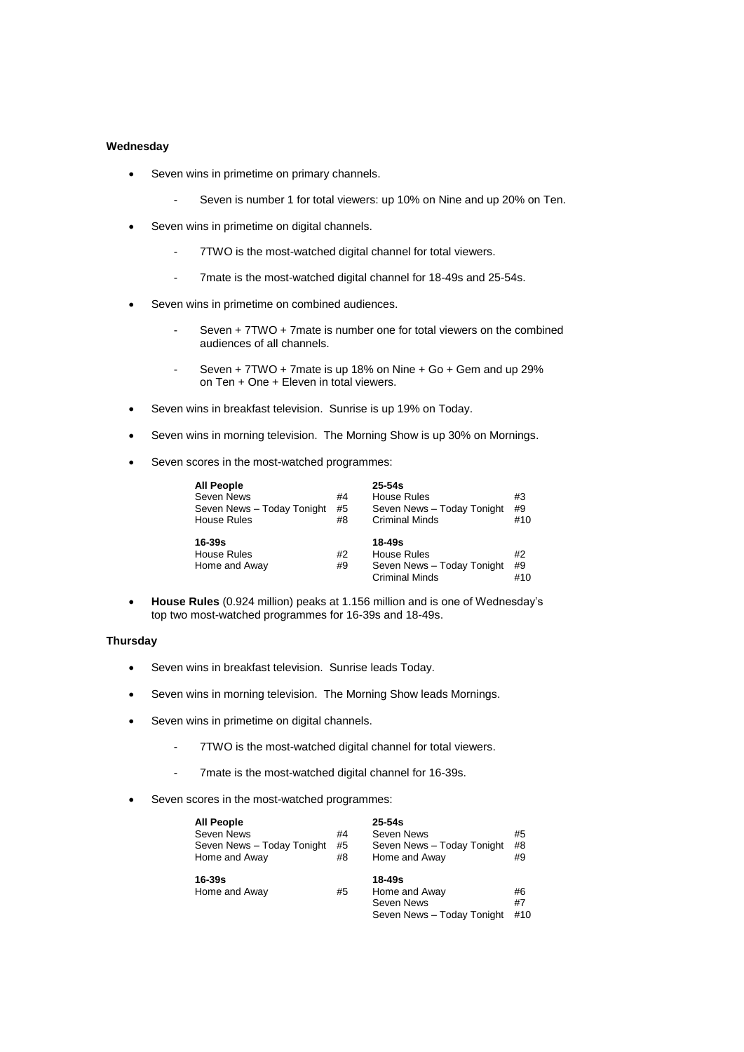**Wednesday**

- Seven wins in primetime on primary channels.
  - Seven is number 1 for total viewers: up 10% on Nine and up 20% on Ten.
- Seven wins in primetime on digital channels.
  - 7TWO is the most-watched digital channel for total viewers.
  - 7mate is the most-watched digital channel for 18-49s and 25-54s.
- Seven wins in primetime on combined audiences.
  - Seven + 7TWO + 7mate is number one for total viewers on the combined audiences of all channels.
  - Seven + 7TWO + 7mate is up 18% on Nine + Go + Gem and up 29% on Ten + One + Eleven in total viewers.
- Seven wins in breakfast television. Sunrise is up 19% on Today.
- Seven wins in morning television. The Morning Show is up 30% on Mornings.
- Seven scores in the most-watched programmes:

| **All People** | | **25-54s** | |
|---|---|---|---|
| Seven News | #4 | House Rules | #3 |
| Seven News – Today Tonight | #5 | Seven News – Today Tonight | #9 |
| House Rules | #8 | Criminal Minds | #10 |
| **16-39s** | | **18-49s** | |
| House Rules | #2 | House Rules | #2 |
| Home and Away | #9 | Seven News – Today Tonight | #9 |
| | | Criminal Minds | #10 |

- **House Rules** (0.924 million) peaks at 1.156 million and is one of Wednesday's top two most-watched programmes for 16-39s and 18-49s.

**Thursday**

- Seven wins in breakfast television. Sunrise leads Today.
- Seven wins in morning television. The Morning Show leads Mornings.
- Seven wins in primetime on digital channels.
  - 7TWO is the most-watched digital channel for total viewers.
  - 7mate is the most-watched digital channel for 16-39s.
- Seven scores in the most-watched programmes:

| **All People** | | **25-54s** | |
|---|---|---|---|
| Seven News | #4 | Seven News | #5 |
| Seven News – Today Tonight | #5 | Seven News – Today Tonight | #8 |
| Home and Away | #8 | Home and Away | #9 |
| **16-39s** | | **18-49s** | |
| Home and Away | #5 | Home and Away | #6 |
| | | Seven News | #7 |
| | | Seven News – Today Tonight | #10 |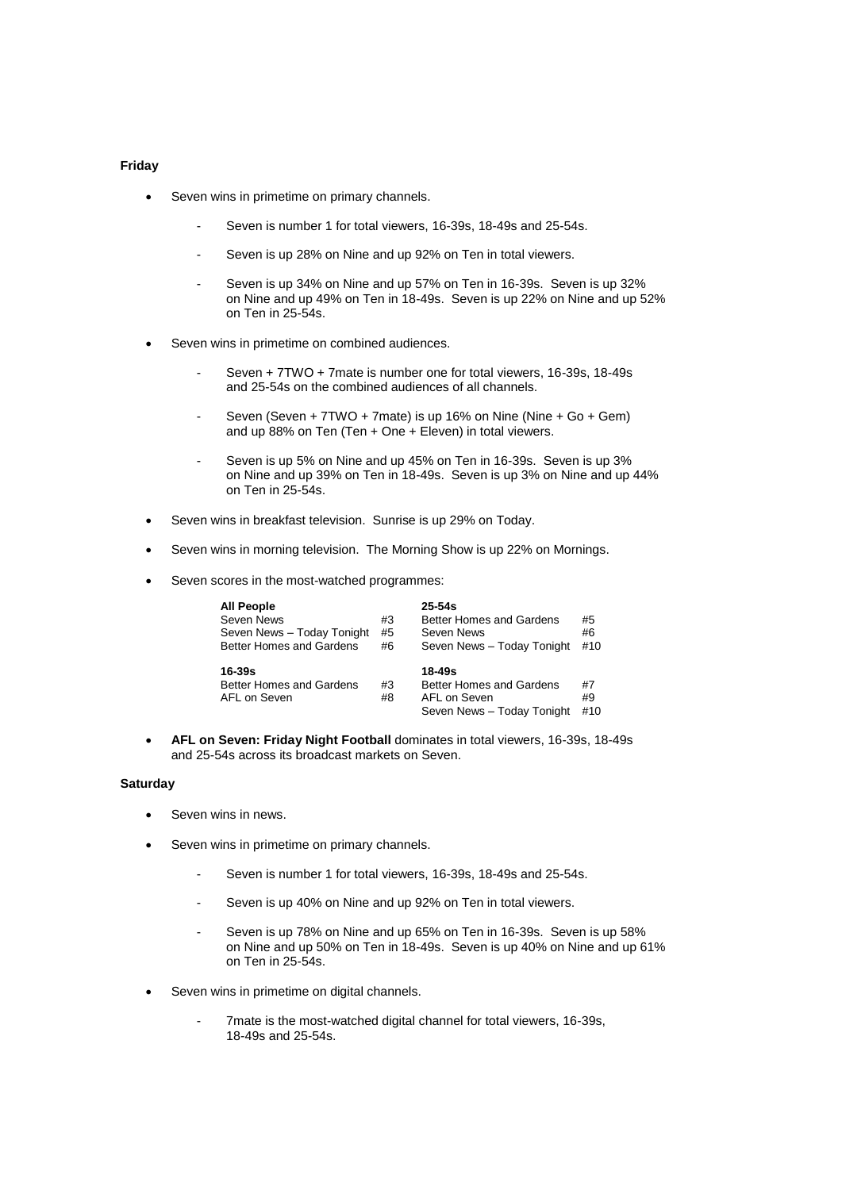**Friday**

- Seven wins in primetime on primary channels.
    - Seven is number 1 for total viewers, 16-39s, 18-49s and 25-54s.
    - Seven is up 28% on Nine and up 92% on Ten in total viewers.
    - Seven is up 34% on Nine and up 57% on Ten in 16-39s. Seven is up 32% on Nine and up 49% on Ten in 18-49s. Seven is up 22% on Nine and up 52% on Ten in 25-54s.
- Seven wins in primetime on combined audiences.
    - Seven + 7TWO + 7mate is number one for total viewers, 16-39s, 18-49s and 25-54s on the combined audiences of all channels.
    - Seven (Seven + 7TWO + 7mate) is up 16% on Nine (Nine + Go + Gem) and up 88% on Ten (Ten + One + Eleven) in total viewers.
    - Seven is up 5% on Nine and up 45% on Ten in 16-39s. Seven is up 3% on Nine and up 39% on Ten in 18-49s. Seven is up 3% on Nine and up 44% on Ten in 25-54s.
- Seven wins in breakfast television. Sunrise is up 29% on Today.
- Seven wins in morning television. The Morning Show is up 22% on Mornings.
- Seven scores in the most-watched programmes:

| **All People** | | **25-54s** | |
|---|---|---|---|
| Seven News | #3 | Better Homes and Gardens | #5 |
| Seven News – Today Tonight | #5 | Seven News | #6 |
| Better Homes and Gardens | #6 | Seven News – Today Tonight | #10 |
| **16-39s** | | **18-49s** | |
| Better Homes and Gardens | #3 | Better Homes and Gardens | #7 |
| AFL on Seven | #8 | AFL on Seven | #9 |
| | | Seven News – Today Tonight | #10 |

- **AFL on Seven: Friday Night Football** dominates in total viewers, 16-39s, 18-49s and 25-54s across its broadcast markets on Seven.

**Saturday**

- Seven wins in news.
- Seven wins in primetime on primary channels.
    - Seven is number 1 for total viewers, 16-39s, 18-49s and 25-54s.
    - Seven is up 40% on Nine and up 92% on Ten in total viewers.
    - Seven is up 78% on Nine and up 65% on Ten in 16-39s. Seven is up 58% on Nine and up 50% on Ten in 18-49s. Seven is up 40% on Nine and up 61% on Ten in 25-54s.
- Seven wins in primetime on digital channels.
    - 7mate is the most-watched digital channel for total viewers, 16-39s, 18-49s and 25-54s.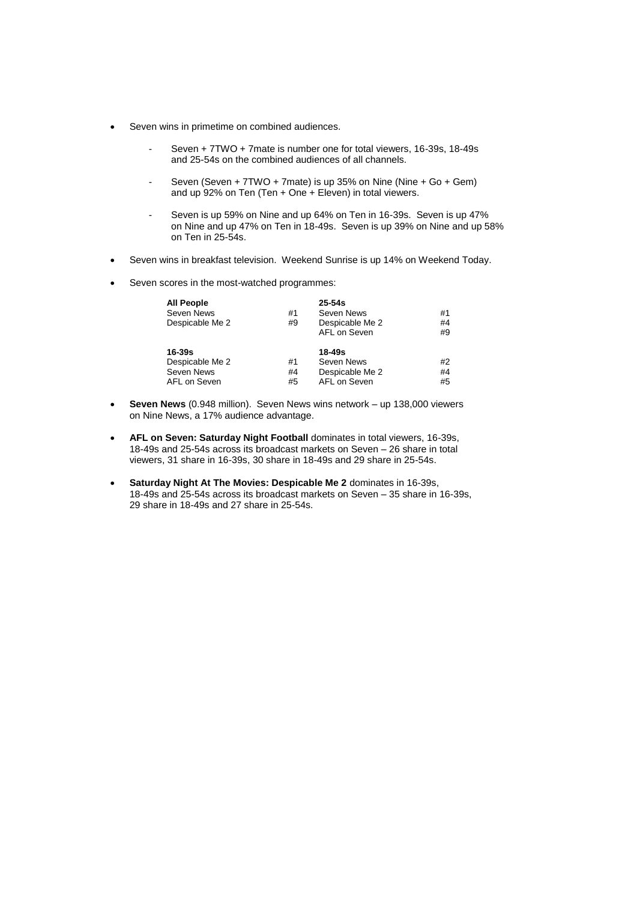- Seven wins in primetime on combined audiences.
  - Seven + 7TWO + 7mate is number one for total viewers, 16-39s, 18-49s and 25-54s on the combined audiences of all channels.
  - Seven (Seven + 7TWO + 7mate) is up 35% on Nine (Nine + Go + Gem) and up 92% on Ten (Ten + One + Eleven) in total viewers.
  - Seven is up 59% on Nine and up 64% on Ten in 16-39s. Seven is up 47% on Nine and up 47% on Ten in 18-49s. Seven is up 39% on Nine and up 58% on Ten in 25-54s.
- Seven wins in breakfast television. Weekend Sunrise is up 14% on Weekend Today.
- Seven scores in the most-watched programmes:

| **All People** | | **25-54s** | |
|---|---|---|---|
| Seven News | #1 | Seven News | #1 |
| Despicable Me 2 | #9 | Despicable Me 2 | #4 |
| | | AFL on Seven | #9 |
| **16-39s** | | **18-49s** | |
| Despicable Me 2 | #1 | Seven News | #2 |
| Seven News | #4 | Despicable Me 2 | #4 |
| AFL on Seven | #5 | AFL on Seven | #5 |

- **Seven News** (0.948 million). Seven News wins network – up 138,000 viewers on Nine News, a 17% audience advantage.
- **AFL on Seven: Saturday Night Football** dominates in total viewers, 16-39s, 18-49s and 25-54s across its broadcast markets on Seven – 26 share in total viewers, 31 share in 16-39s, 30 share in 18-49s and 29 share in 25-54s.
- **Saturday Night At The Movies: Despicable Me 2** dominates in 16-39s, 18-49s and 25-54s across its broadcast markets on Seven – 35 share in 16-39s, 29 share in 18-49s and 27 share in 25-54s.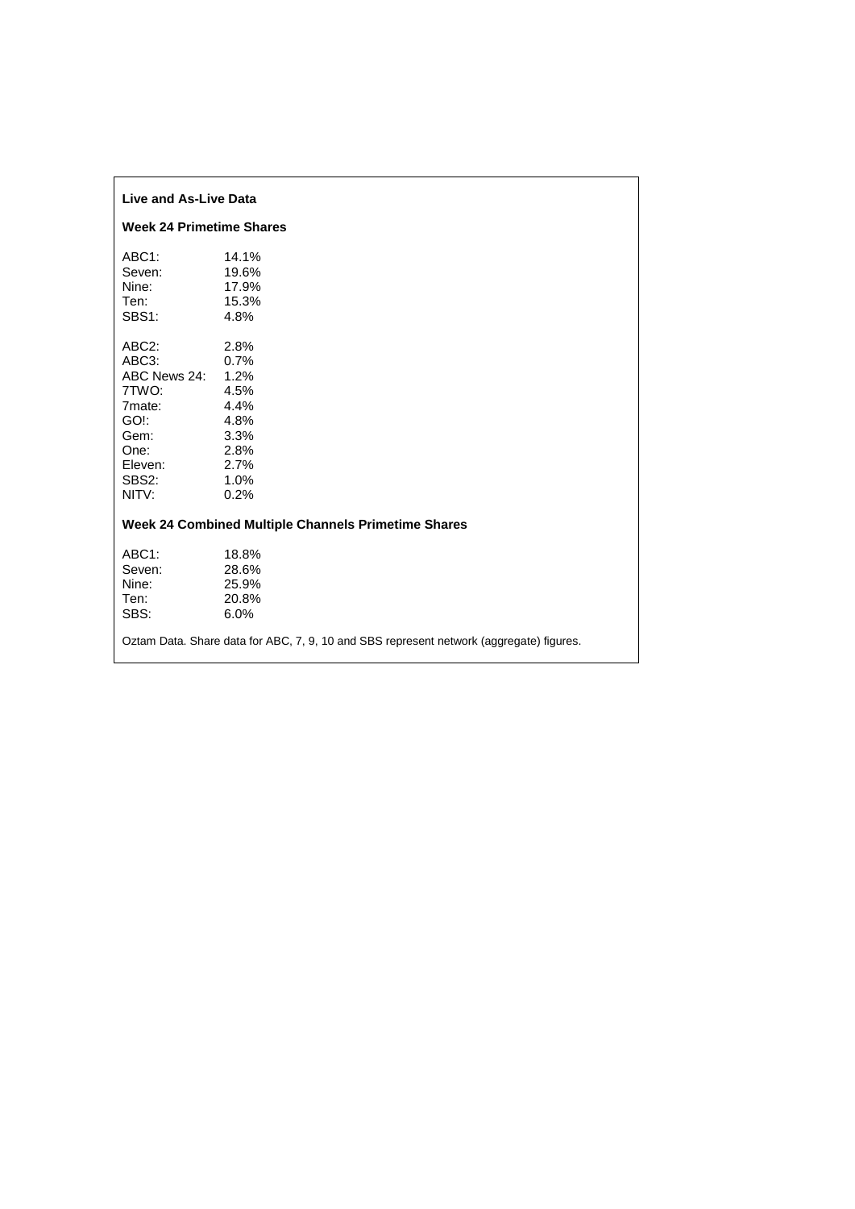**Live and As-Live Data**

**Week 24 Primetime Shares**

| | |
|---|---|
| ABC1: | 14.1% |
| Seven: | 19.6% |
| Nine: | 17.9% |
| Ten: | 15.3% |
| SBS1: | 4.8% |

| | |
|---|---|
| ABC2: | 2.8% |
| ABC3: | 0.7% |
| ABC News 24: | 1.2% |
| 7TWO: | 4.5% |
| 7mate: | 4.4% |
| GO!: | 4.8% |
| Gem: | 3.3% |
| One: | 2.8% |
| Eleven: | 2.7% |
| SBS2: | 1.0% |
| NITV: | 0.2% |

**Week 24 Combined Multiple Channels Primetime Shares**

| | |
|---|---|
| ABC1: | 18.8% |
| Seven: | 28.6% |
| Nine: | 25.9% |
| Ten: | 20.8% |
| SBS: | 6.0% |

Oztam Data. Share data for ABC, 7, 9, 10 and SBS represent network (aggregate) figures.